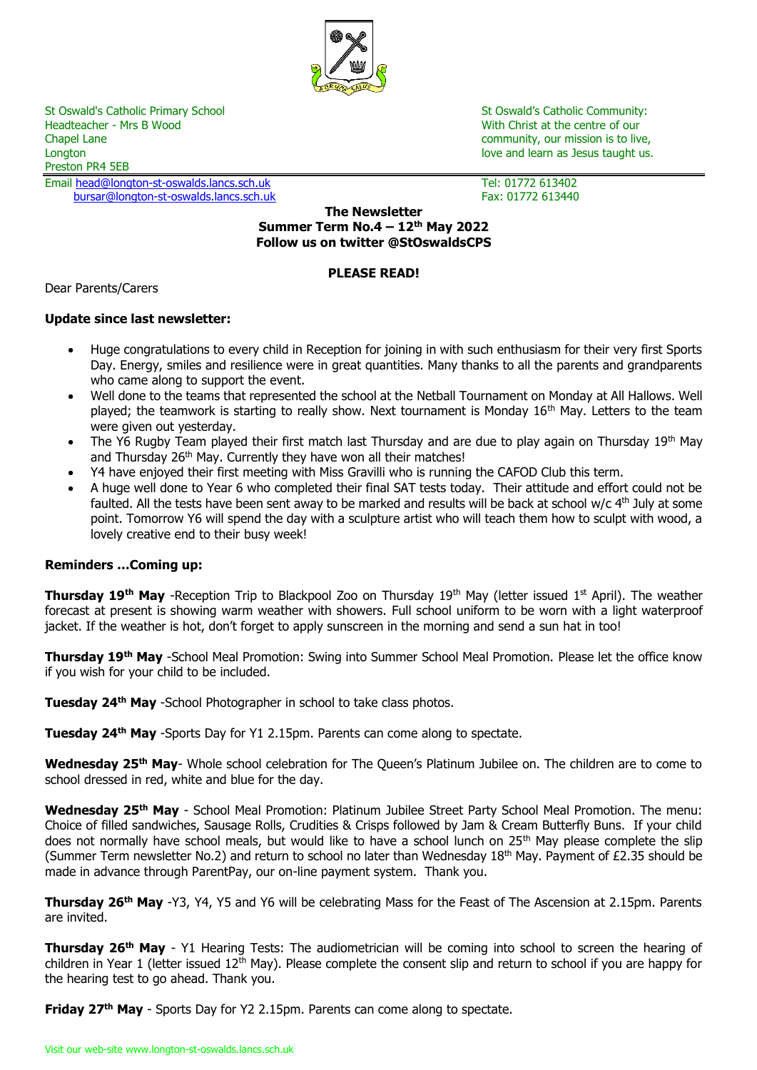St Oswald's Catholic Primary School
Headteacher - Mrs B Wood
Chapel Lane
Longton
Preston PR4 5EB
Email head@longton-st-oswalds.lancs.sch.uk
bursar@longton-st-oswalds.lancs.sch.uk

St Oswald's Catholic Community:
With Christ at the centre of our community, our mission is to live, love and learn as Jesus taught us.

Tel: 01772 613402
Fax: 01772 613440

**The Newsletter**
**Summer Term No.4 – 12th May 2022**
**Follow us on twitter @StOswaldsCPS**

**PLEASE READ!**

Dear Parents/Carers

**Update since last newsletter:**

- Huge congratulations to every child in Reception for joining in with such enthusiasm for their very first Sports Day. Energy, smiles and resilience were in great quantities. Many thanks to all the parents and grandparents who came along to support the event.
- Well done to the teams that represented the school at the Netball Tournament on Monday at All Hallows. Well played; the teamwork is starting to really show. Next tournament is Monday 16th May. Letters to the team were given out yesterday.
- The Y6 Rugby Team played their first match last Thursday and are due to play again on Thursday 19th May and Thursday 26th May. Currently they have won all their matches!
- Y4 have enjoyed their first meeting with Miss Gravilli who is running the CAFOD Club this term.
- A huge well done to Year 6 who completed their final SAT tests today. Their attitude and effort could not be faulted. All the tests have been sent away to be marked and results will be back at school w/c 4th July at some point. Tomorrow Y6 will spend the day with a sculpture artist who will teach them how to sculpt with wood, a lovely creative end to their busy week!

**Reminders …Coming up:**

**Thursday 19th May** -Reception Trip to Blackpool Zoo on Thursday 19th May (letter issued 1st April). The weather forecast at present is showing warm weather with showers. Full school uniform to be worn with a light waterproof jacket. If the weather is hot, don't forget to apply sunscreen in the morning and send a sun hat in too!

**Thursday 19th May** -School Meal Promotion: Swing into Summer School Meal Promotion. Please let the office know if you wish for your child to be included.

**Tuesday 24th May** -School Photographer in school to take class photos.

**Tuesday 24th May** -Sports Day for Y1 2.15pm. Parents can come along to spectate.

**Wednesday 25th May**- Whole school celebration for The Queen's Platinum Jubilee on. The children are to come to school dressed in red, white and blue for the day.

**Wednesday 25th May** - School Meal Promotion: Platinum Jubilee Street Party School Meal Promotion. The menu: Choice of filled sandwiches, Sausage Rolls, Crudities & Crisps followed by Jam & Cream Butterfly Buns. If your child does not normally have school meals, but would like to have a school lunch on 25th May please complete the slip (Summer Term newsletter No.2) and return to school no later than Wednesday 18th May. Payment of £2.35 should be made in advance through ParentPay, our on-line payment system. Thank you.

**Thursday 26th May** -Y3, Y4, Y5 and Y6 will be celebrating Mass for the Feast of The Ascension at 2.15pm. Parents are invited.

**Thursday 26th May** - Y1 Hearing Tests: The audiometrician will be coming into school to screen the hearing of children in Year 1 (letter issued 12th May). Please complete the consent slip and return to school if you are happy for the hearing test to go ahead. Thank you.

**Friday 27th May** - Sports Day for Y2 2.15pm. Parents can come along to spectate.

Visit our web-site www.longton-st-oswalds.lancs.sch.uk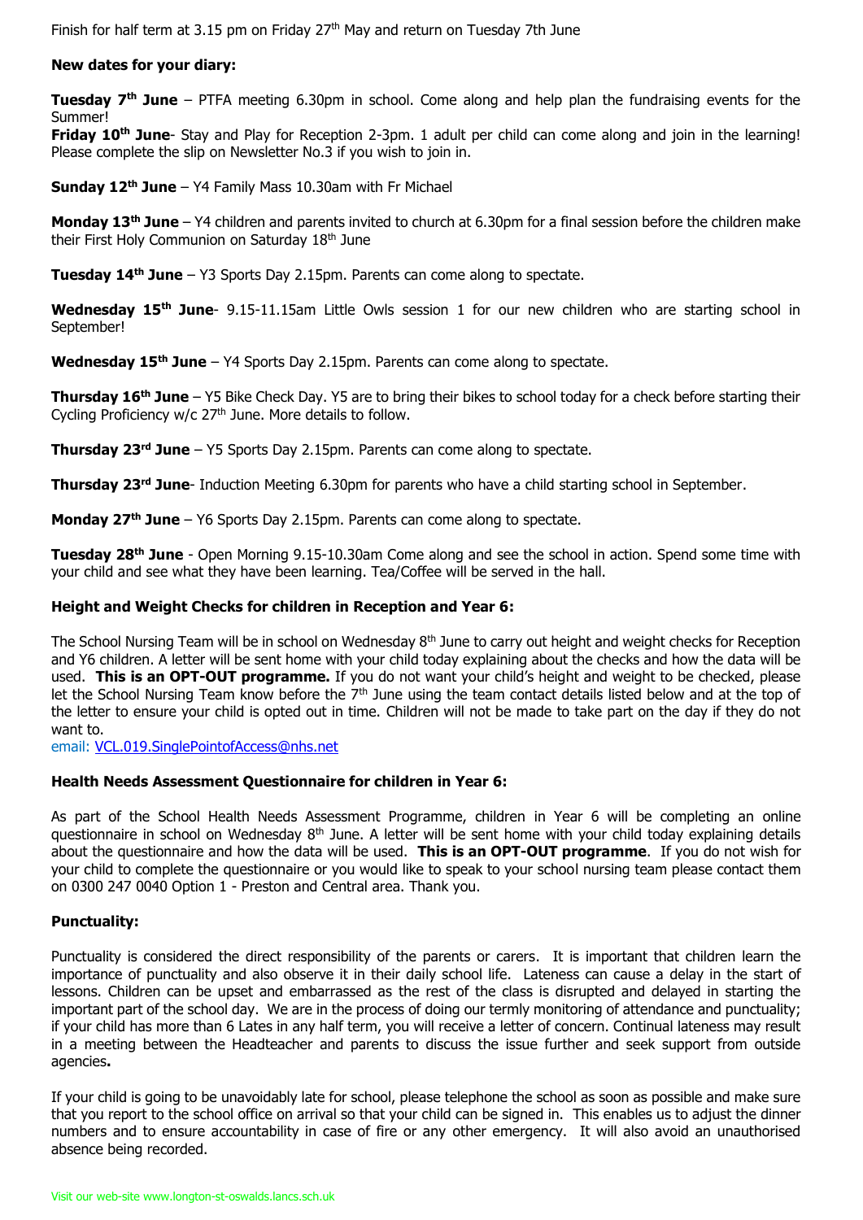Finish for half term at 3.15 pm on Friday 27th May and return on Tuesday 7th June

**New dates for your diary:**

**Tuesday 7th June** – PTFA meeting 6.30pm in school. Come along and help plan the fundraising events for the Summer!

**Friday 10th June**- Stay and Play for Reception 2-3pm. 1 adult per child can come along and join in the learning! Please complete the slip on Newsletter No.3 if you wish to join in.

**Sunday 12th June** – Y4 Family Mass 10.30am with Fr Michael

**Monday 13th June** – Y4 children and parents invited to church at 6.30pm for a final session before the children make their First Holy Communion on Saturday 18th June

**Tuesday 14th June** – Y3 Sports Day 2.15pm. Parents can come along to spectate.

**Wednesday 15th June**- 9.15-11.15am Little Owls session 1 for our new children who are starting school in September!

**Wednesday 15th June** – Y4 Sports Day 2.15pm. Parents can come along to spectate.

**Thursday 16th June** – Y5 Bike Check Day. Y5 are to bring their bikes to school today for a check before starting their Cycling Proficiency w/c 27th June. More details to follow.

**Thursday 23rd June** – Y5 Sports Day 2.15pm. Parents can come along to spectate.

**Thursday 23rd June**- Induction Meeting 6.30pm for parents who have a child starting school in September.

**Monday 27th June** – Y6 Sports Day 2.15pm. Parents can come along to spectate.

**Tuesday 28th June** - Open Morning 9.15-10.30am Come along and see the school in action. Spend some time with your child and see what they have been learning. Tea/Coffee will be served in the hall.

**Height and Weight Checks for children in Reception and Year 6:**

The School Nursing Team will be in school on Wednesday 8th June to carry out height and weight checks for Reception and Y6 children. A letter will be sent home with your child today explaining about the checks and how the data will be used. **This is an OPT-OUT programme.** If you do not want your child's height and weight to be checked, please let the School Nursing Team know before the 7th June using the team contact details listed below and at the top of the letter to ensure your child is opted out in time. Children will not be made to take part on the day if they do not want to.

email: VCL.019.SinglePointofAccess@nhs.net

**Health Needs Assessment Questionnaire for children in Year 6:**

As part of the School Health Needs Assessment Programme, children in Year 6 will be completing an online questionnaire in school on Wednesday 8th June. A letter will be sent home with your child today explaining details about the questionnaire and how the data will be used. **This is an OPT-OUT programme**. If you do not wish for your child to complete the questionnaire or you would like to speak to your school nursing team please contact them on 0300 247 0040 Option 1 - Preston and Central area. Thank you.

**Punctuality:**

Punctuality is considered the direct responsibility of the parents or carers. It is important that children learn the importance of punctuality and also observe it in their daily school life. Lateness can cause a delay in the start of lessons. Children can be upset and embarrassed as the rest of the class is disrupted and delayed in starting the important part of the school day. We are in the process of doing our termly monitoring of attendance and punctuality; if your child has more than 6 Lates in any half term, you will receive a letter of concern. Continual lateness may result in a meeting between the Headteacher and parents to discuss the issue further and seek support from outside agencies**.**

If your child is going to be unavoidably late for school, please telephone the school as soon as possible and make sure that you report to the school office on arrival so that your child can be signed in. This enables us to adjust the dinner numbers and to ensure accountability in case of fire or any other emergency. It will also avoid an unauthorised absence being recorded.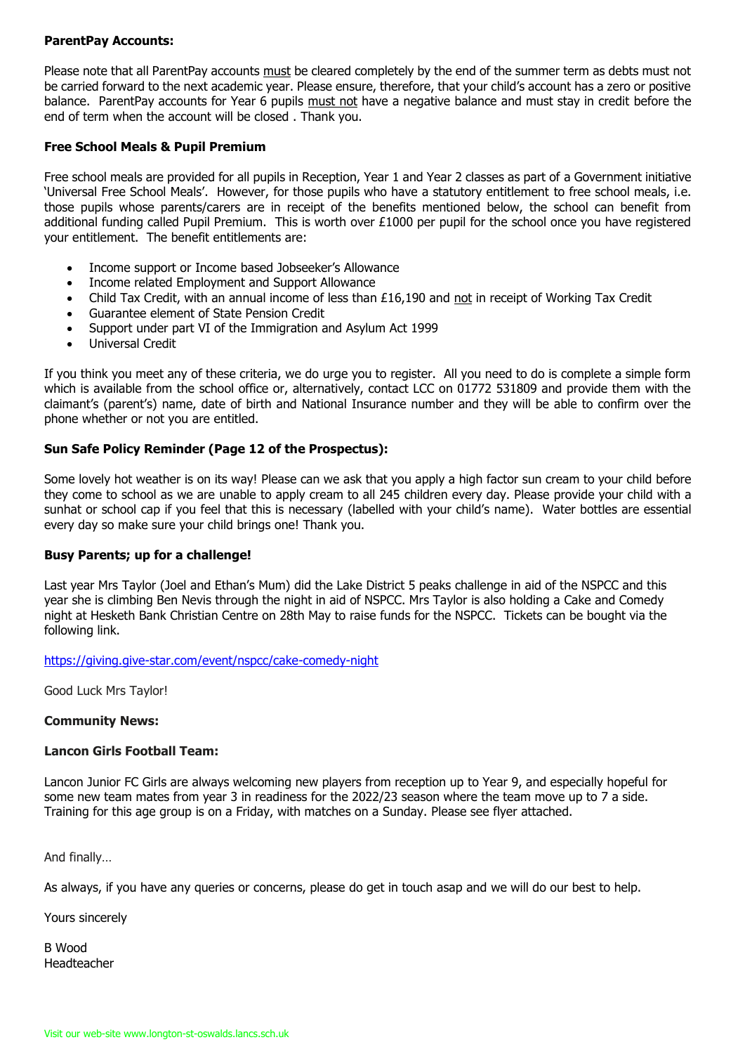**ParentPay Accounts:**

Please note that all ParentPay accounts must be cleared completely by the end of the summer term as debts must not be carried forward to the next academic year. Please ensure, therefore, that your child's account has a zero or positive balance. ParentPay accounts for Year 6 pupils must not have a negative balance and must stay in credit before the end of term when the account will be closed . Thank you.

**Free School Meals & Pupil Premium**

Free school meals are provided for all pupils in Reception, Year 1 and Year 2 classes as part of a Government initiative 'Universal Free School Meals'. However, for those pupils who have a statutory entitlement to free school meals, i.e. those pupils whose parents/carers are in receipt of the benefits mentioned below, the school can benefit from additional funding called Pupil Premium. This is worth over £1000 per pupil for the school once you have registered your entitlement. The benefit entitlements are:

- Income support or Income based Jobseeker's Allowance
- Income related Employment and Support Allowance
- Child Tax Credit, with an annual income of less than £16,190 and not in receipt of Working Tax Credit
- Guarantee element of State Pension Credit
- Support under part VI of the Immigration and Asylum Act 1999
- Universal Credit

If you think you meet any of these criteria, we do urge you to register. All you need to do is complete a simple form which is available from the school office or, alternatively, contact LCC on 01772 531809 and provide them with the claimant's (parent's) name, date of birth and National Insurance number and they will be able to confirm over the phone whether or not you are entitled.

**Sun Safe Policy Reminder (Page 12 of the Prospectus):**

Some lovely hot weather is on its way! Please can we ask that you apply a high factor sun cream to your child before they come to school as we are unable to apply cream to all 245 children every day. Please provide your child with a sunhat or school cap if you feel that this is necessary (labelled with your child's name). Water bottles are essential every day so make sure your child brings one! Thank you.

**Busy Parents; up for a challenge!**

Last year Mrs Taylor (Joel and Ethan's Mum) did the Lake District 5 peaks challenge in aid of the NSPCC and this year she is climbing Ben Nevis through the night in aid of NSPCC. Mrs Taylor is also holding a Cake and Comedy night at Hesketh Bank Christian Centre on 28th May to raise funds for the NSPCC. Tickets can be bought via the following link.

https://giving.give-star.com/event/nspcc/cake-comedy-night

Good Luck Mrs Taylor!

**Community News:**

**Lancon Girls Football Team:**

Lancon Junior FC Girls are always welcoming new players from reception up to Year 9, and especially hopeful for some new team mates from year 3 in readiness for the 2022/23 season where the team move up to 7 a side. Training for this age group is on a Friday, with matches on a Sunday. Please see flyer attached.

And finally…

As always, if you have any queries or concerns, please do get in touch asap and we will do our best to help.

Yours sincerely

B Wood
Headteacher

Visit our web-site www.longton-st-oswalds.lancs.sch.uk